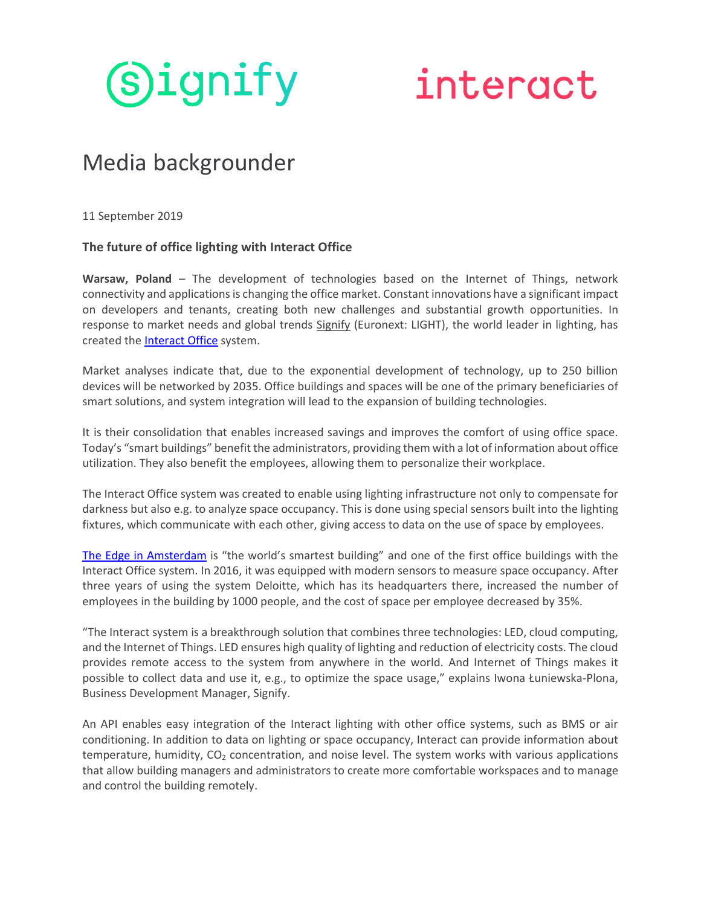signify interact

# Media backgrounder

11 September 2019

### The future of office lighting with Interact Office

**Warsaw, Poland** – The development of technologies based on the Internet of Things, network connectivity and applications is changing the office market. Constant innovations have a significant impact on developers and tenants, creating both new challenges and substantial growth opportunities. In response to market needs and global trends Signify (Euronext: LIGHT), the world leader in lighting, has created the Interact Office system.

Market analyses indicate that, due to the exponential development of technology, up to 250 billion devices will be networked by 2035. Office buildings and spaces will be one of the primary beneficiaries of smart solutions, and system integration will lead to the expansion of building technologies.

It is their consolidation that enables increased savings and improves the comfort of using office space. Today's "smart buildings" benefit the administrators, providing them with a lot of information about office utilization. They also benefit the employees, allowing them to personalize their workplace.

The Interact Office system was created to enable using lighting infrastructure not only to compensate for darkness but also e.g. to analyze space occupancy. This is done using special sensors built into the lighting fixtures, which communicate with each other, giving access to data on the use of space by employees.

The Edge in Amsterdam is "the world's smartest building" and one of the first office buildings with the Interact Office system. In 2016, it was equipped with modern sensors to measure space occupancy. After three years of using the system Deloitte, which has its headquarters there, increased the number of employees in the building by 1000 people, and the cost of space per employee decreased by 35%.

"The Interact system is a breakthrough solution that combines three technologies: LED, cloud computing, and the Internet of Things. LED ensures high quality of lighting and reduction of electricity costs. The cloud provides remote access to the system from anywhere in the world. And Internet of Things makes it possible to collect data and use it, e.g., to optimize the space usage," explains Iwona Łuniewska-Plona, Business Development Manager, Signify.

An API enables easy integration of the Interact lighting with other office systems, such as BMS or air conditioning. In addition to data on lighting or space occupancy, Interact can provide information about temperature, humidity, $CO_2$ concentration, and noise level. The system works with various applications that allow building managers and administrators to create more comfortable workspaces and to manage and control the building remotely.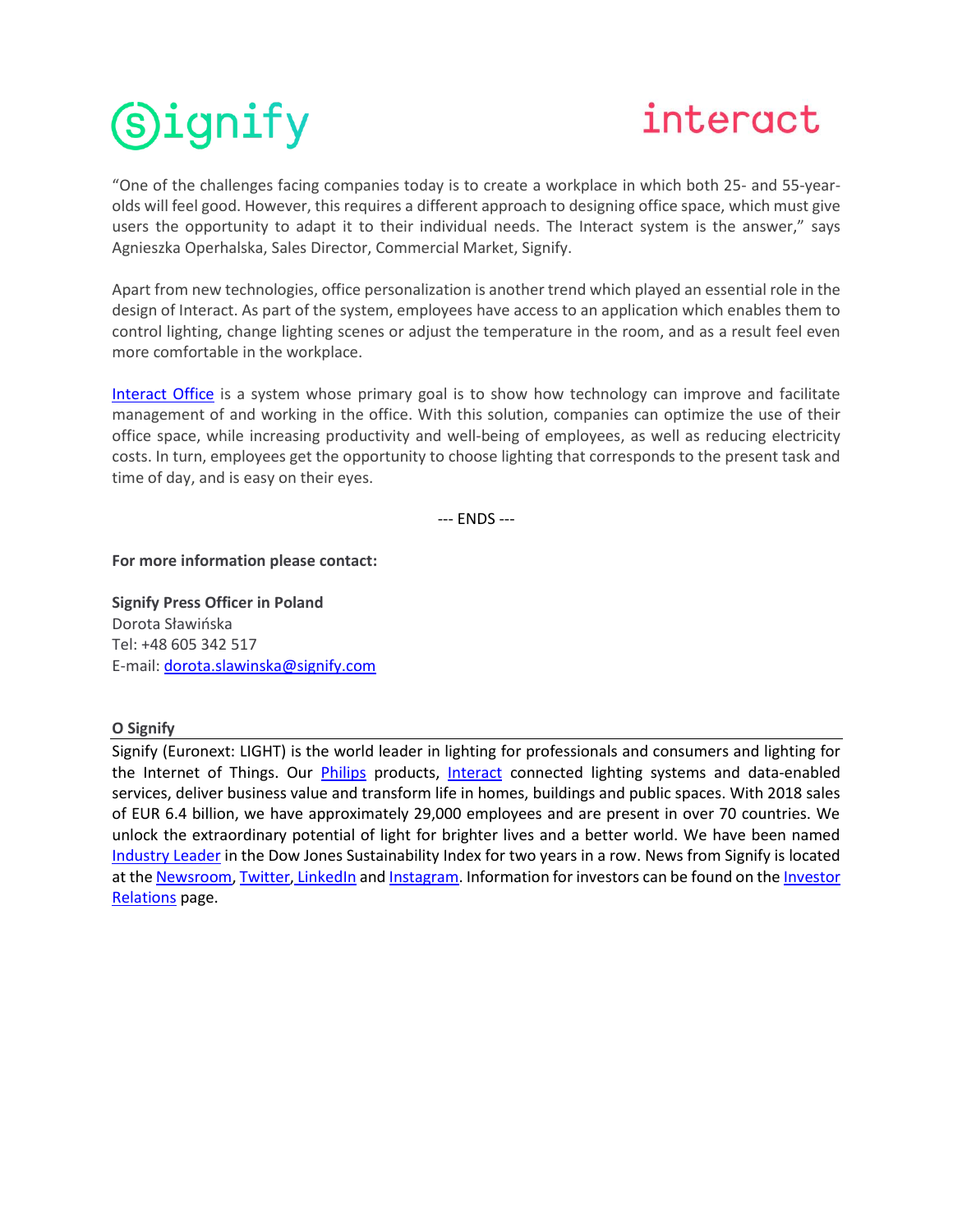"One of the challenges facing companies today is to create a workplace in which both 25- and 55-year-olds will feel good. However, this requires a different approach to designing office space, which must give users the opportunity to adapt it to their individual needs. The Interact system is the answer," says Agnieszka Operhalska, Sales Director, Commercial Market, Signify.

Apart from new technologies, office personalization is another trend which played an essential role in the design of Interact. As part of the system, employees have access to an application which enables them to control lighting, change lighting scenes or adjust the temperature in the room, and as a result feel even more comfortable in the workplace.

Interact Office is a system whose primary goal is to show how technology can improve and facilitate management of and working in the office. With this solution, companies can optimize the use of their office space, while increasing productivity and well-being of employees, as well as reducing electricity costs. In turn, employees get the opportunity to choose lighting that corresponds to the present task and time of day, and is easy on their eyes.

--- ENDS ---

**For more information please contact:**

**Signify Press Officer in Poland**
Dorota Sławińska
Tel: +48 605 342 517
E-mail: dorota.slawinska@signify.com

**O Signify**

Signify (Euronext: LIGHT) is the world leader in lighting for professionals and consumers and lighting for the Internet of Things. Our Philips products, Interact connected lighting systems and data-enabled services, deliver business value and transform life in homes, buildings and public spaces. With 2018 sales of EUR 6.4 billion, we have approximately 29,000 employees and are present in over 70 countries. We unlock the extraordinary potential of light for brighter lives and a better world. We have been named Industry Leader in the Dow Jones Sustainability Index for two years in a row. News from Signify is located at the Newsroom, Twitter, LinkedIn and Instagram. Information for investors can be found on the Investor Relations page.